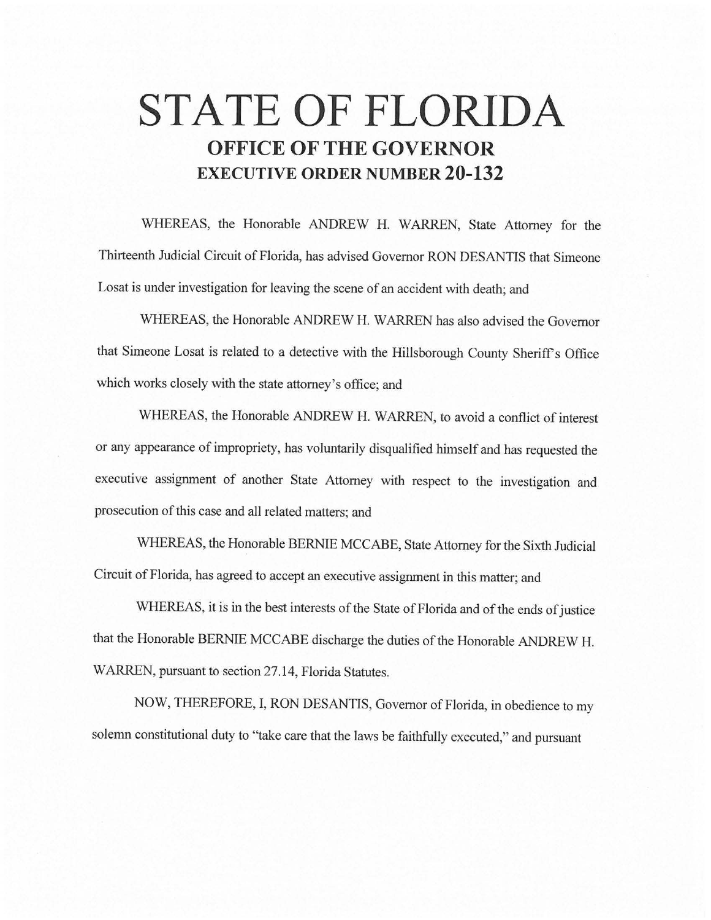# STATE OF FLORIDA

## OFFICE OF THE GOVERNOR

## EXECUTIVE ORDER NUMBER 20-132

WHEREAS, the Honorable ANDREW H. WARREN, State Attorney for the Thirteenth Judicial Circuit of Florida, has advised Governor RON DESANTIS that Simeone Losat is under investigation for leaving the scene of an accident with death; and

WHEREAS, the Honorable ANDREW H. WARREN has also advised the Governor that Simeone Losat is related to a detective with the Hillsborough County Sheriff's Office which works closely with the state attorney's office; and

WHEREAS, the Honorable ANDREW H. WARREN, to avoid a conflict of interest or any appearance of impropriety, has voluntarily disqualified himself and has requested the executive assignment of another State Attorney with respect to the investigation and prosecution of this case and all related matters; and

WHEREAS, the Honorable BERNIE MCCABE, State Attorney for the Sixth Judicial Circuit of Florida, has agreed to accept an executive assignment in this matter; and

WHEREAS, it is in the best interests of the State of Florida and of the ends of justice that the Honorable BERNIE MCCABE discharge the duties of the Honorable ANDREW H. WARREN, pursuant to section 27.14, Florida Statutes.

NOW, THEREFORE, I, RON DESANTIS, Governor of Florida, in obedience to my solemn constitutional duty to "take care that the laws be faithfully executed," and pursuant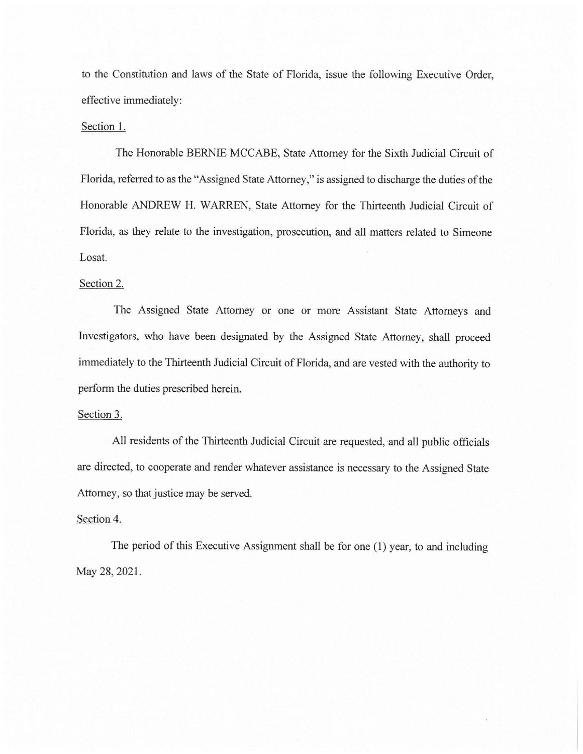to the Constitution and laws of the State of Florida, issue the following Executive Order, effective immediately:

Section 1.

The Honorable BERNIE MCCABE, State Attorney for the Sixth Judicial Circuit of Florida, referred to as the "Assigned State Attorney," is assigned to discharge the duties of the Honorable ANDREW H. WARREN, State Attorney for the Thirteenth Judicial Circuit of Florida, as they relate to the investigation, prosecution, and all matters related to Simeone Losat.

Section 2.

The Assigned State Attorney or one or more Assistant State Attorneys and Investigators, who have been designated by the Assigned State Attorney, shall proceed immediately to the Thirteenth Judicial Circuit of Florida, and are vested with the authority to perform the duties prescribed herein.

Section 3.

All residents of the Thirteenth Judicial Circuit are requested, and all public officials are directed, to cooperate and render whatever assistance is necessary to the Assigned State Attorney, so that justice may be served.

Section 4.

The period of this Executive Assignment shall be for one (1) year, to and including May 28, 2021.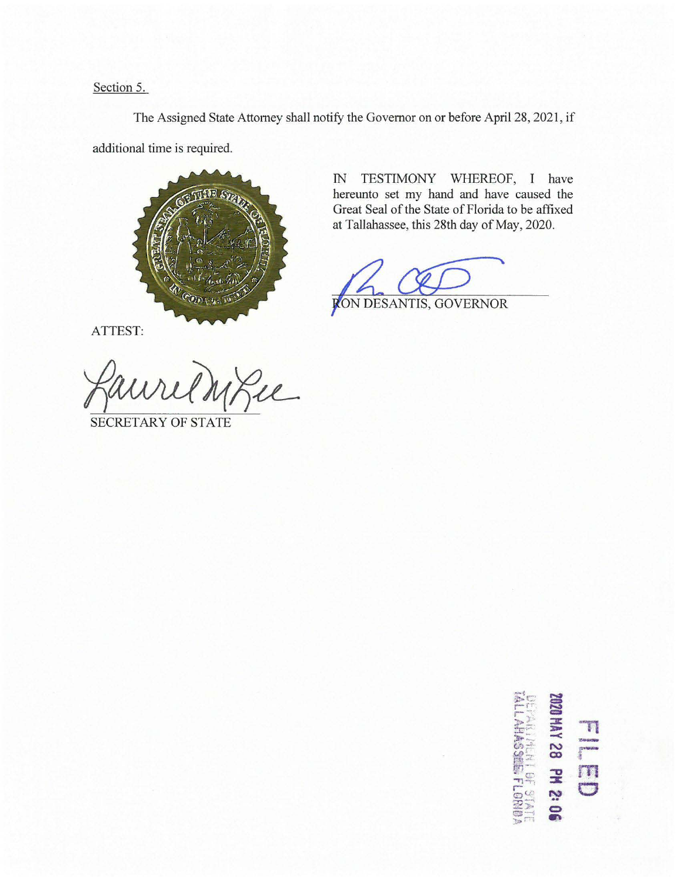Section 5.

The Assigned State Attorney shall notify the Governor on or before April 28, 2021, if additional time is required.

IN TESTIMONY WHEREOF, I have hereunto set my hand and have caused the Great Seal of the State of Florida to be affixed at Tallahassee, this 28th day of May, 2020.

RON DESANTIS, GOVERNOR

ATTEST:

SECRETARY OF STATE

FILED

2020 MAY 28 PM 2:06

DEPARTMENT OF STATE
TALLAHASSEE, FLORIDA